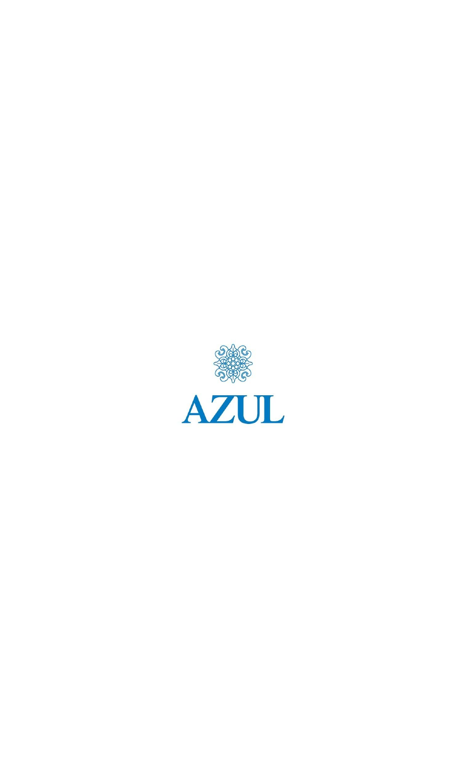# AZUL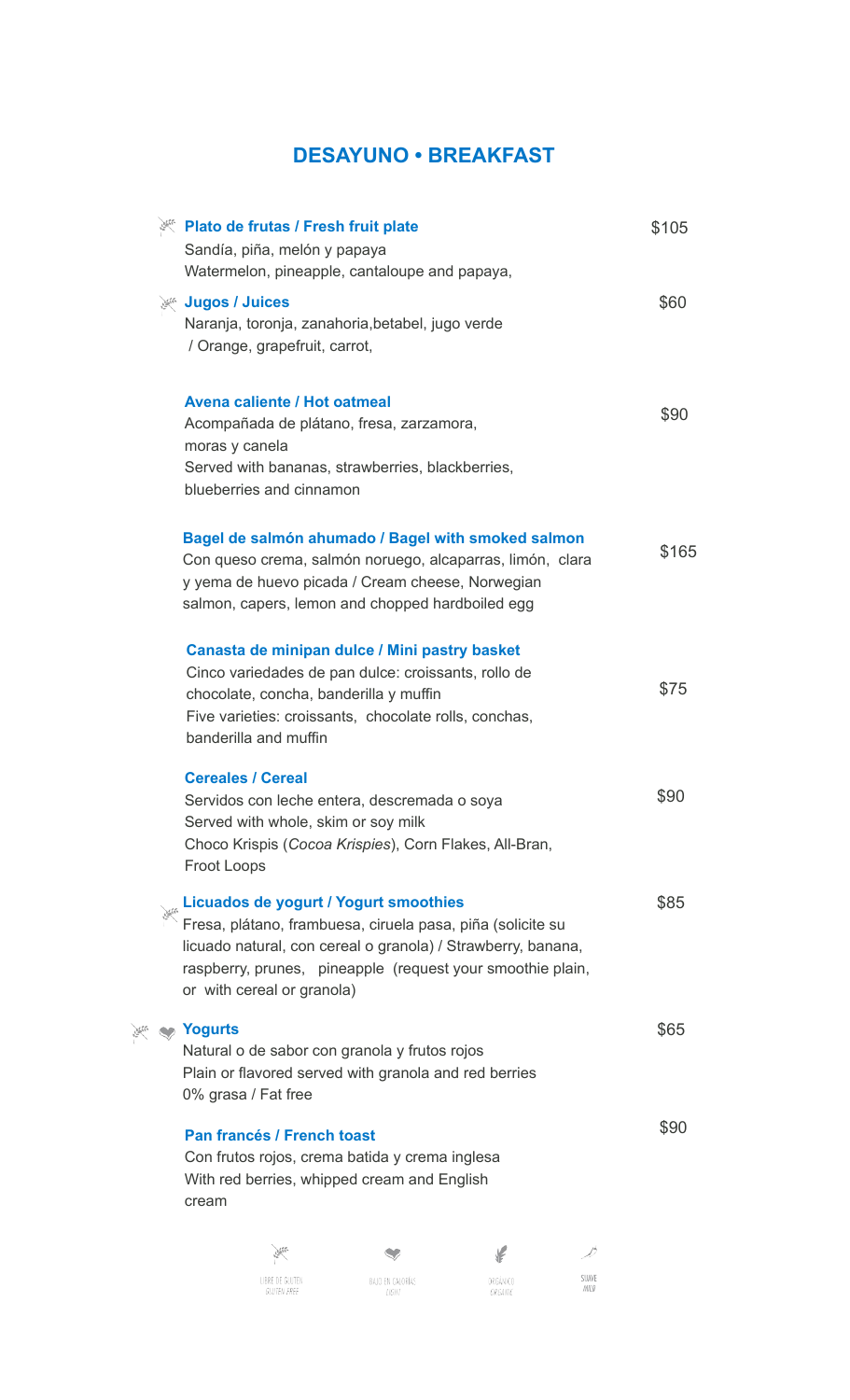# DESAYUNO • BREAKFAST

**Plato de frutas / Fresh fruit plate** — $105
Sandía, piña, melón y papaya
Watermelon, pineapple, cantaloupe and papaya,

**Jugos / Juices** — $60
Naranja, toronja, zanahoria,betabel, jugo verde
/ Orange, grapefruit, carrot,

**Avena caliente / Hot oatmeal** — $90
Acompañada de plátano, fresa, zarzamora,
moras y canela
Served with bananas, strawberries, blackberries,
blueberries and cinnamon

**Bagel de salmón ahumado / Bagel with smoked salmon** — $165
Con queso crema, salmón noruego, alcaparras, limón, clara
y yema de huevo picada / Cream cheese, Norwegian
salmon, capers, lemon and chopped hardboiled egg

**Canasta de minipan dulce / Mini pastry basket** — $75
Cinco variedades de pan dulce: croissants, rollo de
chocolate, concha, banderilla y muffin
Five varieties: croissants, chocolate rolls, conchas,
banderilla and muffin

**Cereales / Cereal** — $90
Servidos con leche entera, descremada o soya
Served with whole, skim or soy milk
Choco Krispis (*Cocoa Krispies*), Corn Flakes, All-Bran,
Froot Loops

**Licuados de yogurt / Yogurt smoothies** — $85
Fresa, plátano, frambuesa, ciruela pasa, piña (solicite su
licuado natural, con cereal o granola) / Strawberry, banana,
raspberry, prunes, pineapple (request your smoothie plain,
or with cereal or granola)

**Yogurts** — $65
Natural o de sabor con granola y frutos rojos
Plain or flavored served with granola and red berries
0% grasa / Fat free

**Pan francés / French toast** — $90
Con frutos rojos, crema batida y crema inglesa
With red berries, whipped cream and English
cream

LIBRE DE GLUTEN / GLUTEN FREE — BAJO EN CALORÍAS / LIGHT — ORGÁNICO / ORGANIC — SUAVE / MILD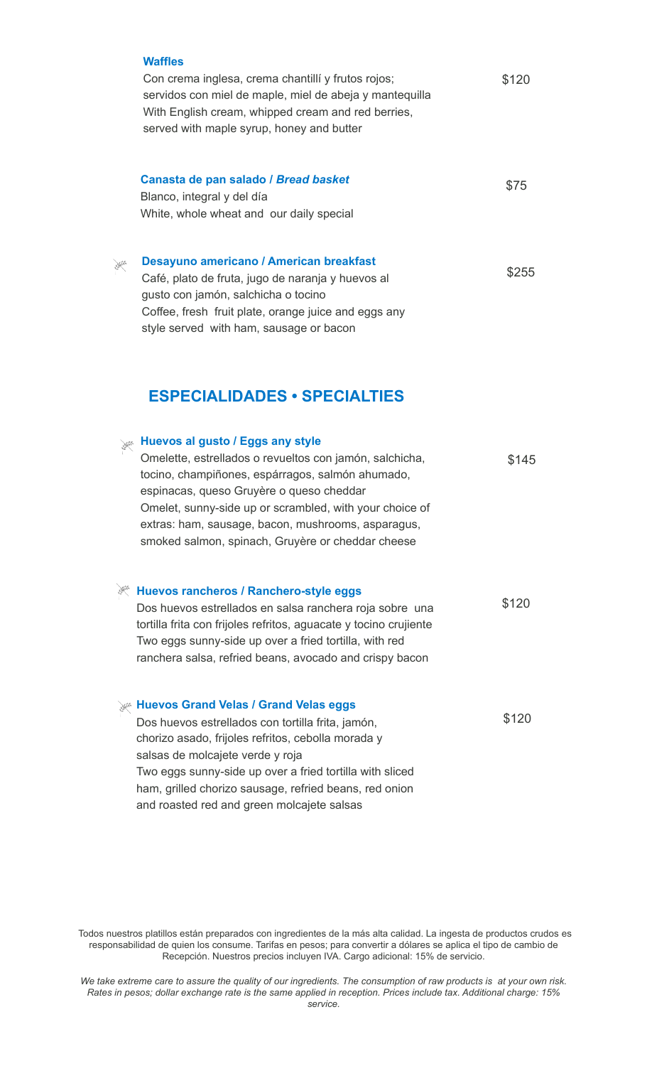**Waffles**

Con crema inglesa, crema chantillí y frutos rojos; servidos con miel de maple, miel de abeja y mantequilla
With English cream, whipped cream and red berries, served with maple syrup, honey and butter

$120

**Canasta de pan salado / *Bread basket***

Blanco, integral y del día
White, whole wheat and our daily special

$75

**Desayuno americano / American breakfast**

Café, plato de fruta, jugo de naranja y huevos al gusto con jamón, salchicha o tocino
Coffee, fresh fruit plate, orange juice and eggs any style served with ham, sausage or bacon

$255

## ESPECIALIDADES • SPECIALTIES

**Huevos al gusto / Eggs any style**

Omelette, estrellados o revueltos con jamón, salchicha, tocino, champiñones, espárragos, salmón ahumado, espinacas, queso Gruyère o queso cheddar
Omelet, sunny-side up or scrambled, with your choice of extras: ham, sausage, bacon, mushrooms, asparagus, smoked salmon, spinach, Gruyère or cheddar cheese

$145

**Huevos rancheros / Ranchero-style eggs**

Dos huevos estrellados en salsa ranchera roja sobre una tortilla frita con frijoles refritos, aguacate y tocino crujiente
Two eggs sunny-side up over a fried tortilla, with red ranchera salsa, refried beans, avocado and crispy bacon

$120

**Huevos Grand Velas / Grand Velas eggs**

Dos huevos estrellados con tortilla frita, jamón, chorizo asado, frijoles refritos, cebolla morada y salsas de molcajete verde y roja
Two eggs sunny-side up over a fried tortilla with sliced ham, grilled chorizo sausage, refried beans, red onion and roasted red and green molcajete salsas

$120

Todos nuestros platillos están preparados con ingredientes de la más alta calidad. La ingesta de productos crudos es responsabilidad de quien los consume. Tarifas en pesos; para convertir a dólares se aplica el tipo de cambio de Recepción. Nuestros precios incluyen IVA. Cargo adicional: 15% de servicio.

*We take extreme care to assure the quality of our ingredients. The consumption of raw products is at your own risk. Rates in pesos; dollar exchange rate is the same applied in reception. Prices include tax. Additional charge: 15% service.*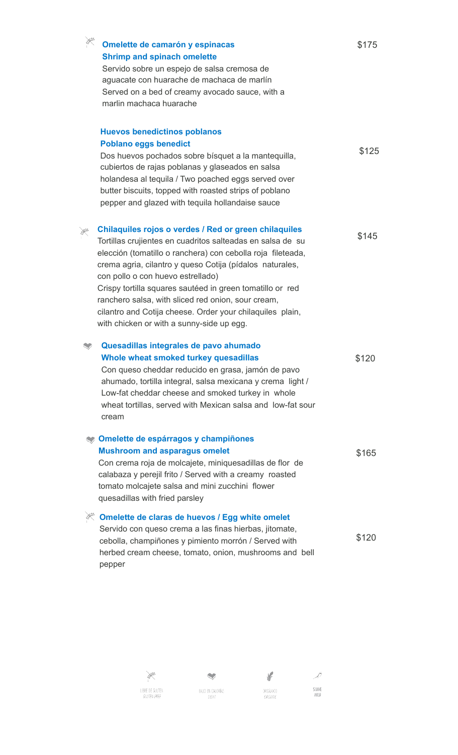**Omelette de camarón y espinacas**
**Shrimp and spinach omelette** — $175

Servido sobre un espejo de salsa cremosa de aguacate con huarache de machaca de marlín
Served on a bed of creamy avocado sauce, with a marlin machaca huarache

**Huevos benedictinos poblanos**
**Poblano eggs benedict** — $125

Dos huevos pochados sobre bísquet a la mantequilla, cubiertos de rajas poblanas y glaseados en salsa holandesa al tequila / Two poached eggs served over butter biscuits, topped with roasted strips of poblano pepper and glazed with tequila hollandaise sauce

**Chilaquiles rojos o verdes / Red or green chilaquiles** — $145

Tortillas crujientes en cuadritos salteadas en salsa de su elección (tomatillo o ranchera) con cebolla roja fileteada, crema agria, cilantro y queso Cotija (pídalos naturales, con pollo o con huevo estrellado)
Crispy tortilla squares sautéed in green tomatillo or red ranchero salsa, with sliced red onion, sour cream, cilantro and Cotija cheese. Order your chilaquiles plain, with chicken or with a sunny-side up egg.

**Quesadillas integrales de pavo ahumado**
**Whole wheat smoked turkey quesadillas** — $120

Con queso cheddar reducido en grasa, jamón de pavo ahumado, tortilla integral, salsa mexicana y crema light / Low-fat cheddar cheese and smoked turkey in whole wheat tortillas, served with Mexican salsa and low-fat sour cream

**Omelette de espárragos y champiñones**
**Mushroom and asparagus omelet** — $165

Con crema roja de molcajete, miniquesadillas de flor de calabaza y perejil frito / Served with a creamy roasted tomato molcajete salsa and mini zucchini flower quesadillas with fried parsley

**Omelette de claras de huevos / Egg white omelet** — $120

Servido con queso crema a las finas hierbas, jitomate, cebolla, champiñones y pimiento morrón / Served with herbed cream cheese, tomato, onion, mushrooms and bell pepper

LIBRE DE GLUTEN / GLUTEN-FREE — BAJO EN CALORÍAS / DISH? — ORGÁNICO / ORGANIC — SUAVE / MILD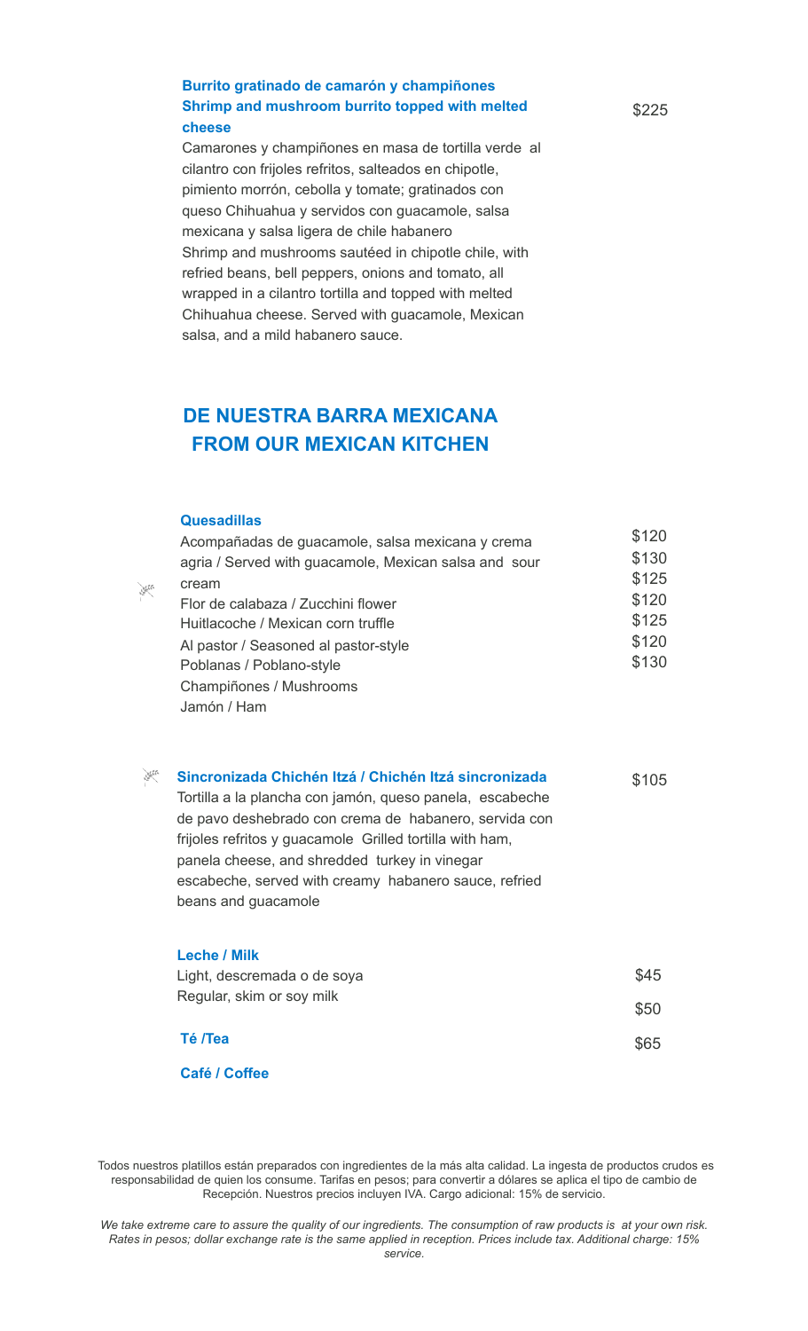**Burrito gratinado de camarón y champiñones**
**Shrimp and mushroom burrito topped with melted cheese** $225

Camarones y champiñones en masa de tortilla verde al cilantro con frijoles refritos, salteados en chipotle, pimiento morrón, cebolla y tomate; gratinados con queso Chihuahua y servidos con guacamole, salsa mexicana y salsa ligera de chile habanero
Shrimp and mushrooms sautéed in chipotle chile, with refried beans, bell peppers, onions and tomato, all wrapped in a cilantro tortilla and topped with melted Chihuahua cheese. Served with guacamole, Mexican salsa, and a mild habanero sauce.

## DE NUESTRA BARRA MEXICANA
## FROM OUR MEXICAN KITCHEN

**Quesadillas**

Acompañadas de guacamole, salsa mexicana y crema agria / Served with guacamole, Mexican salsa and sour cream

| | |
|---|---|
| Flor de calabaza / Zucchini flower | $120 |
| Huitlacoche / Mexican corn truffle | $130 |
| Al pastor / Seasoned al pastor-style | $125 |
| Poblanas / Poblano-style | $120 |
| Champiñones / Mushrooms | $125 |
| Jamón / Ham | $120 |
| | $130 |

**Sincronizada Chichén Itzá / Chichén Itzá sincronizada** $105

Tortilla a la plancha con jamón, queso panela, escabeche de pavo deshebrado con crema de habanero, servida con frijoles refritos y guacamole Grilled tortilla with ham, panela cheese, and shredded turkey in vinegar escabeche, served with creamy habanero sauce, refried beans and guacamole

**Leche / Milk**

Light, descremada o de soya
Regular, skim or soy milk $45

$50

**Té /Tea** $65

**Café / Coffee**

Todos nuestros platillos están preparados con ingredientes de la más alta calidad. La ingesta de productos crudos es responsabilidad de quien los consume. Tarifas en pesos; para convertir a dólares se aplica el tipo de cambio de Recepción. Nuestros precios incluyen IVA. Cargo adicional: 15% de servicio.

*We take extreme care to assure the quality of our ingredients. The consumption of raw products is at your own risk. Rates in pesos; dollar exchange rate is the same applied in reception. Prices include tax. Additional charge: 15% service.*